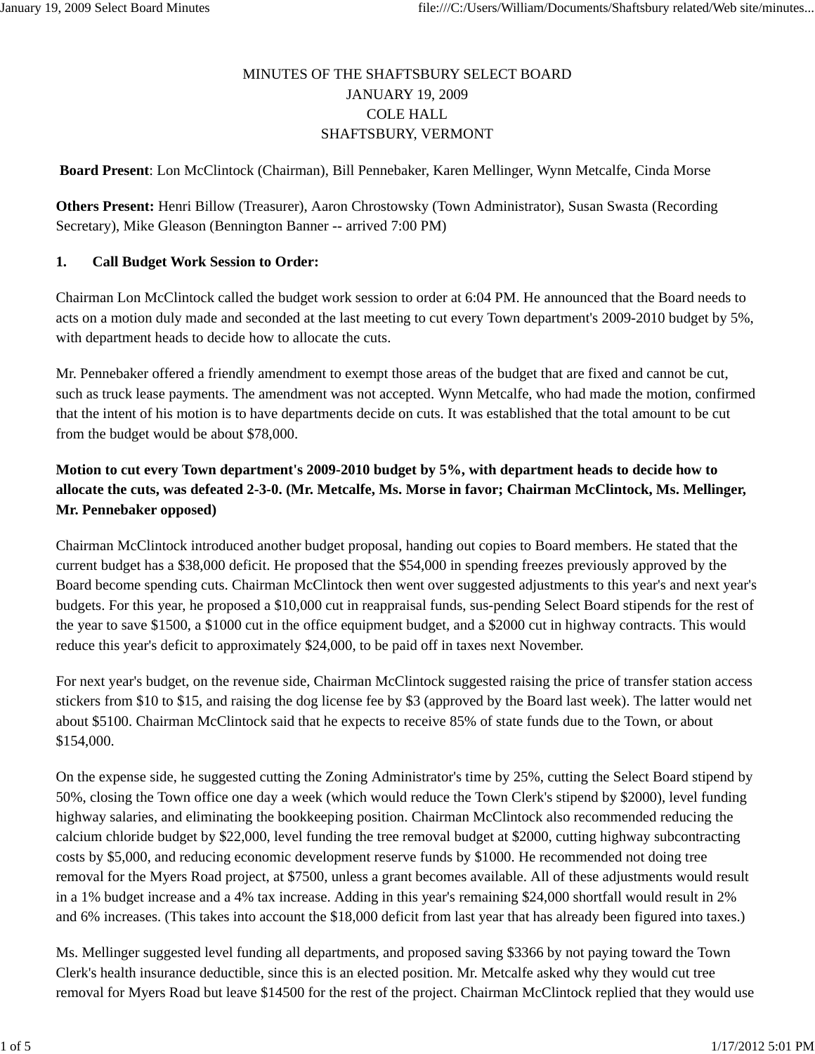MINUTES OF THE SHAFTSBURY SELECT BOARD
JANUARY 19, 2009
COLE HALL
SHAFTSBURY, VERMONT

**Board Present**: Lon McClintock (Chairman), Bill Pennebaker, Karen Mellinger, Wynn Metcalfe, Cinda Morse

**Others Present:** Henri Billow (Treasurer), Aaron Chrostowsky (Town Administrator), Susan Swasta (Recording Secretary), Mike Gleason (Bennington Banner -- arrived 7:00 PM)

**1. Call Budget Work Session to Order:**

Chairman Lon McClintock called the budget work session to order at 6:04 PM. He announced that the Board needs to acts on a motion duly made and seconded at the last meeting to cut every Town department's 2009-2010 budget by 5%, with department heads to decide how to allocate the cuts.

Mr. Pennebaker offered a friendly amendment to exempt those areas of the budget that are fixed and cannot be cut, such as truck lease payments. The amendment was not accepted. Wynn Metcalfe, who had made the motion, confirmed that the intent of his motion is to have departments decide on cuts. It was established that the total amount to be cut from the budget would be about $78,000.

**Motion to cut every Town department's 2009-2010 budget by 5%, with department heads to decide how to allocate the cuts, was defeated 2-3-0. (Mr. Metcalfe, Ms. Morse in favor; Chairman McClintock, Ms. Mellinger, Mr. Pennebaker opposed)**

Chairman McClintock introduced another budget proposal, handing out copies to Board members. He stated that the current budget has a $38,000 deficit. He proposed that the $54,000 in spending freezes previously approved by the Board become spending cuts. Chairman McClintock then went over suggested adjustments to this year's and next year's budgets. For this year, he proposed a $10,000 cut in reappraisal funds, sus-pending Select Board stipends for the rest of the year to save $1500, a $1000 cut in the office equipment budget, and a $2000 cut in highway contracts. This would reduce this year's deficit to approximately $24,000, to be paid off in taxes next November.

For next year's budget, on the revenue side, Chairman McClintock suggested raising the price of transfer station access stickers from $10 to $15, and raising the dog license fee by $3 (approved by the Board last week). The latter would net about $5100. Chairman McClintock said that he expects to receive 85% of state funds due to the Town, or about $154,000.

On the expense side, he suggested cutting the Zoning Administrator's time by 25%, cutting the Select Board stipend by 50%, closing the Town office one day a week (which would reduce the Town Clerk's stipend by $2000), level funding highway salaries, and eliminating the bookkeeping position. Chairman McClintock also recommended reducing the calcium chloride budget by $22,000, level funding the tree removal budget at $2000, cutting highway subcontracting costs by $5,000, and reducing economic development reserve funds by $1000. He recommended not doing tree removal for the Myers Road project, at $7500, unless a grant becomes available. All of these adjustments would result in a 1% budget increase and a 4% tax increase. Adding in this year's remaining $24,000 shortfall would result in 2% and 6% increases. (This takes into account the $18,000 deficit from last year that has already been figured into taxes.)

Ms. Mellinger suggested level funding all departments, and proposed saving $3366 by not paying toward the Town Clerk's health insurance deductible, since this is an elected position. Mr. Metcalfe asked why they would cut tree removal for Myers Road but leave $14500 for the rest of the project. Chairman McClintock replied that they would use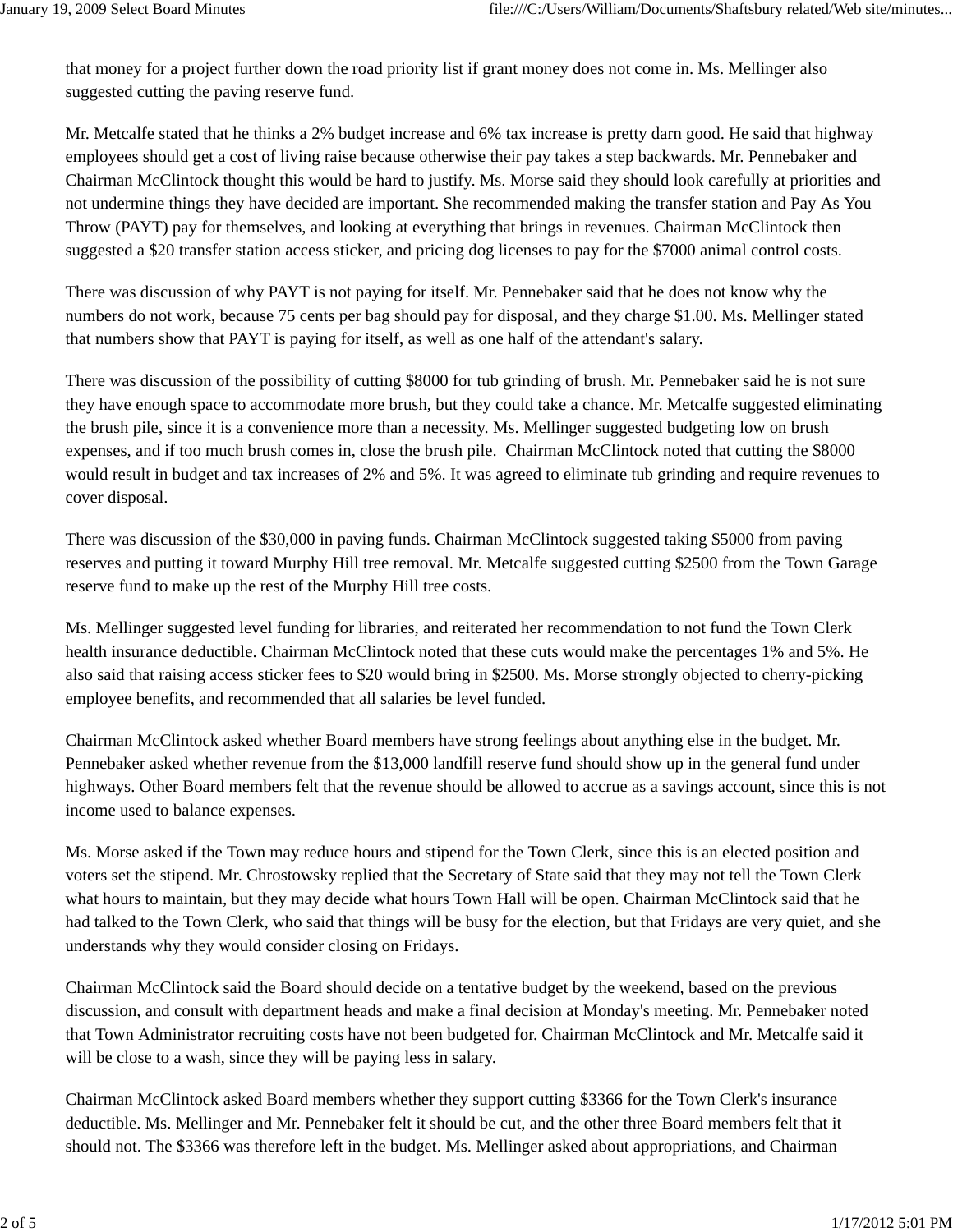that money for a project further down the road priority list if grant money does not come in. Ms. Mellinger also suggested cutting the paving reserve fund.

Mr. Metcalfe stated that he thinks a 2% budget increase and 6% tax increase is pretty darn good. He said that highway employees should get a cost of living raise because otherwise their pay takes a step backwards. Mr. Pennebaker and Chairman McClintock thought this would be hard to justify. Ms. Morse said they should look carefully at priorities and not undermine things they have decided are important. She recommended making the transfer station and Pay As You Throw (PAYT) pay for themselves, and looking at everything that brings in revenues. Chairman McClintock then suggested a $20 transfer station access sticker, and pricing dog licenses to pay for the $7000 animal control costs.

There was discussion of why PAYT is not paying for itself. Mr. Pennebaker said that he does not know why the numbers do not work, because 75 cents per bag should pay for disposal, and they charge $1.00. Ms. Mellinger stated that numbers show that PAYT is paying for itself, as well as one half of the attendant's salary.

There was discussion of the possibility of cutting $8000 for tub grinding of brush. Mr. Pennebaker said he is not sure they have enough space to accommodate more brush, but they could take a chance. Mr. Metcalfe suggested eliminating the brush pile, since it is a convenience more than a necessity. Ms. Mellinger suggested budgeting low on brush expenses, and if too much brush comes in, close the brush pile. Chairman McClintock noted that cutting the $8000 would result in budget and tax increases of 2% and 5%. It was agreed to eliminate tub grinding and require revenues to cover disposal.

There was discussion of the $30,000 in paving funds. Chairman McClintock suggested taking $5000 from paving reserves and putting it toward Murphy Hill tree removal. Mr. Metcalfe suggested cutting $2500 from the Town Garage reserve fund to make up the rest of the Murphy Hill tree costs.

Ms. Mellinger suggested level funding for libraries, and reiterated her recommendation to not fund the Town Clerk health insurance deductible. Chairman McClintock noted that these cuts would make the percentages 1% and 5%. He also said that raising access sticker fees to $20 would bring in $2500. Ms. Morse strongly objected to cherry-picking employee benefits, and recommended that all salaries be level funded.

Chairman McClintock asked whether Board members have strong feelings about anything else in the budget. Mr. Pennebaker asked whether revenue from the $13,000 landfill reserve fund should show up in the general fund under highways. Other Board members felt that the revenue should be allowed to accrue as a savings account, since this is not income used to balance expenses.

Ms. Morse asked if the Town may reduce hours and stipend for the Town Clerk, since this is an elected position and voters set the stipend. Mr. Chrostowsky replied that the Secretary of State said that they may not tell the Town Clerk what hours to maintain, but they may decide what hours Town Hall will be open. Chairman McClintock said that he had talked to the Town Clerk, who said that things will be busy for the election, but that Fridays are very quiet, and she understands why they would consider closing on Fridays.

Chairman McClintock said the Board should decide on a tentative budget by the weekend, based on the previous discussion, and consult with department heads and make a final decision at Monday's meeting. Mr. Pennebaker noted that Town Administrator recruiting costs have not been budgeted for. Chairman McClintock and Mr. Metcalfe said it will be close to a wash, since they will be paying less in salary.

Chairman McClintock asked Board members whether they support cutting $3366 for the Town Clerk's insurance deductible. Ms. Mellinger and Mr. Pennebaker felt it should be cut, and the other three Board members felt that it should not. The $3366 was therefore left in the budget. Ms. Mellinger asked about appropriations, and Chairman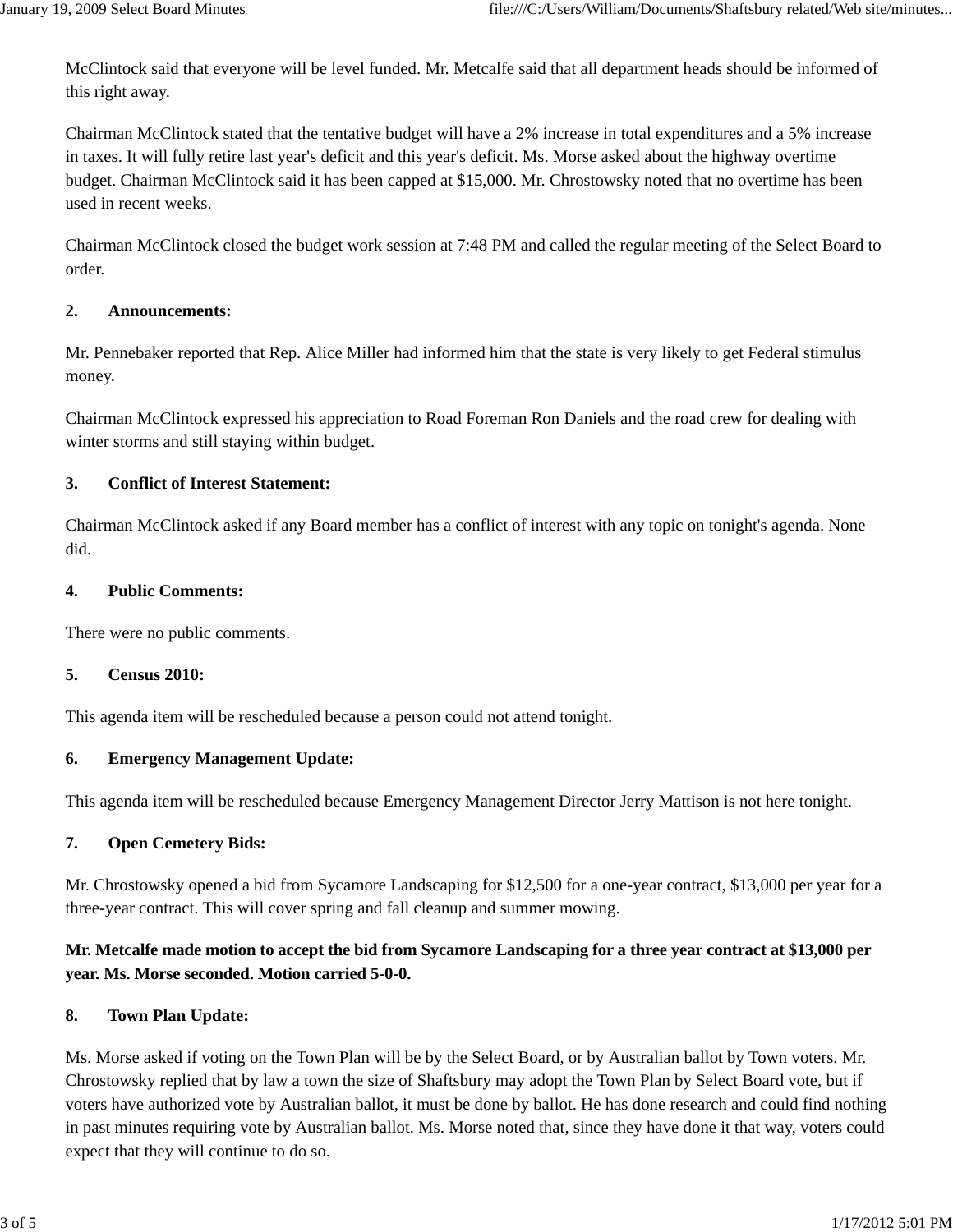McClintock said that everyone will be level funded. Mr. Metcalfe said that all department heads should be informed of this right away.

Chairman McClintock stated that the tentative budget will have a 2% increase in total expenditures and a 5% increase in taxes. It will fully retire last year's deficit and this year's deficit. Ms. Morse asked about the highway overtime budget. Chairman McClintock said it has been capped at $15,000. Mr. Chrostowsky noted that no overtime has been used in recent weeks.

Chairman McClintock closed the budget work session at 7:48 PM and called the regular meeting of the Select Board to order.

**2. Announcements:**

Mr. Pennebaker reported that Rep. Alice Miller had informed him that the state is very likely to get Federal stimulus money.

Chairman McClintock expressed his appreciation to Road Foreman Ron Daniels and the road crew for dealing with winter storms and still staying within budget.

**3. Conflict of Interest Statement:**

Chairman McClintock asked if any Board member has a conflict of interest with any topic on tonight's agenda. None did.

**4. Public Comments:**

There were no public comments.

**5. Census 2010:**

This agenda item will be rescheduled because a person could not attend tonight.

**6. Emergency Management Update:**

This agenda item will be rescheduled because Emergency Management Director Jerry Mattison is not here tonight.

**7. Open Cemetery Bids:**

Mr. Chrostowsky opened a bid from Sycamore Landscaping for $12,500 for a one-year contract, $13,000 per year for a three-year contract. This will cover spring and fall cleanup and summer mowing.

**Mr. Metcalfe made motion to accept the bid from Sycamore Landscaping for a three year contract at $13,000 per year. Ms. Morse seconded. Motion carried 5-0-0.**

**8. Town Plan Update:**

Ms. Morse asked if voting on the Town Plan will be by the Select Board, or by Australian ballot by Town voters. Mr. Chrostowsky replied that by law a town the size of Shaftsbury may adopt the Town Plan by Select Board vote, but if voters have authorized vote by Australian ballot, it must be done by ballot. He has done research and could find nothing in past minutes requiring vote by Australian ballot. Ms. Morse noted that, since they have done it that way, voters could expect that they will continue to do so.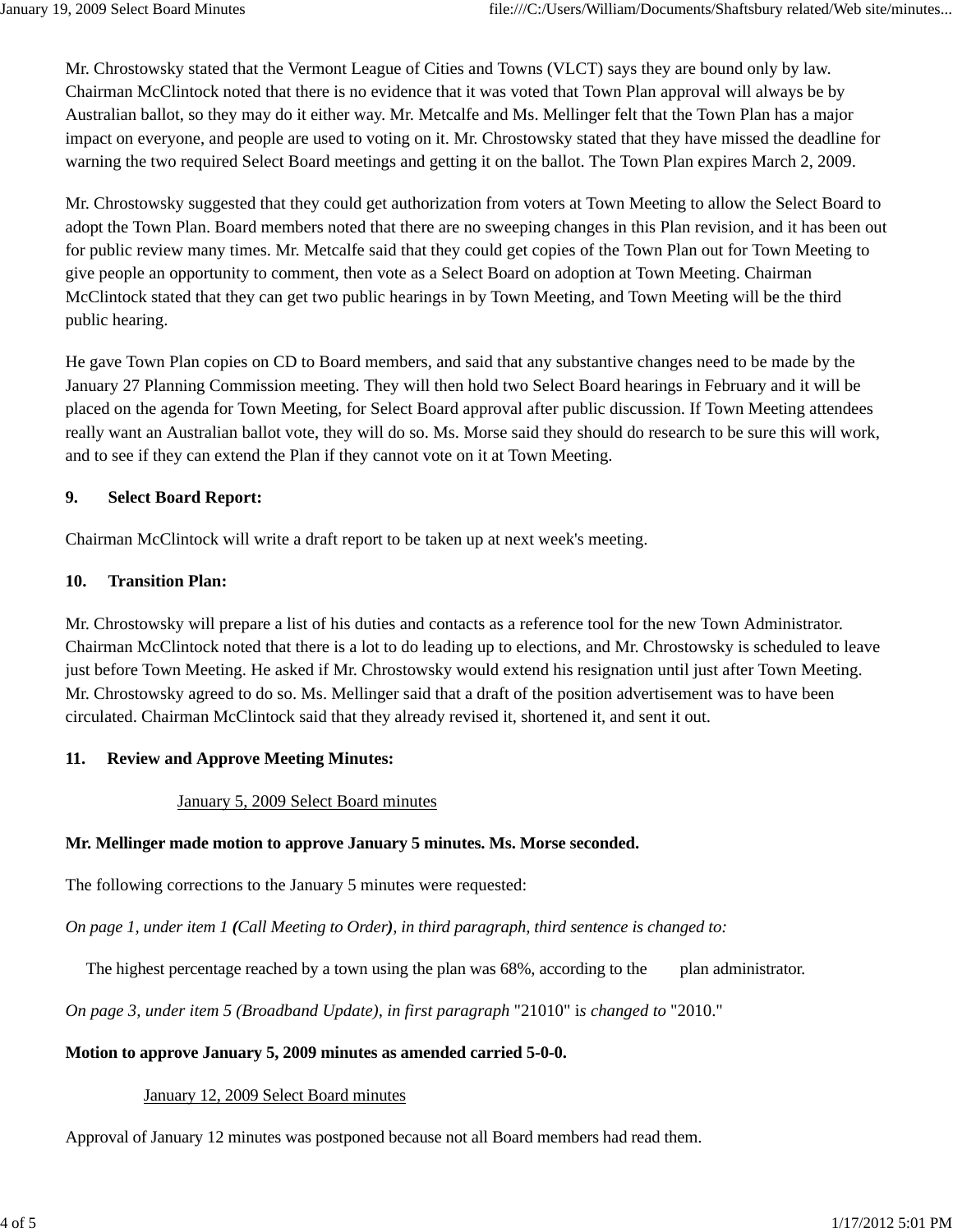Mr. Chrostowsky stated that the Vermont League of Cities and Towns (VLCT) says they are bound only by law. Chairman McClintock noted that there is no evidence that it was voted that Town Plan approval will always be by Australian ballot, so they may do it either way. Mr. Metcalfe and Ms. Mellinger felt that the Town Plan has a major impact on everyone, and people are used to voting on it. Mr. Chrostowsky stated that they have missed the deadline for warning the two required Select Board meetings and getting it on the ballot. The Town Plan expires March 2, 2009.

Mr. Chrostowsky suggested that they could get authorization from voters at Town Meeting to allow the Select Board to adopt the Town Plan. Board members noted that there are no sweeping changes in this Plan revision, and it has been out for public review many times. Mr. Metcalfe said that they could get copies of the Town Plan out for Town Meeting to give people an opportunity to comment, then vote as a Select Board on adoption at Town Meeting. Chairman McClintock stated that they can get two public hearings in by Town Meeting, and Town Meeting will be the third public hearing.

He gave Town Plan copies on CD to Board members, and said that any substantive changes need to be made by the January 27 Planning Commission meeting. They will then hold two Select Board hearings in February and it will be placed on the agenda for Town Meeting, for Select Board approval after public discussion. If Town Meeting attendees really want an Australian ballot vote, they will do so. Ms. Morse said they should do research to be sure this will work, and to see if they can extend the Plan if they cannot vote on it at Town Meeting.

**9. Select Board Report:**

Chairman McClintock will write a draft report to be taken up at next week's meeting.

**10. Transition Plan:**

Mr. Chrostowsky will prepare a list of his duties and contacts as a reference tool for the new Town Administrator. Chairman McClintock noted that there is a lot to do leading up to elections, and Mr. Chrostowsky is scheduled to leave just before Town Meeting. He asked if Mr. Chrostowsky would extend his resignation until just after Town Meeting. Mr. Chrostowsky agreed to do so. Ms. Mellinger said that a draft of the position advertisement was to have been circulated. Chairman McClintock said that they already revised it, shortened it, and sent it out.

**11. Review and Approve Meeting Minutes:**

<u>January 5, 2009 Select Board minutes</u>

**Mr. Mellinger made motion to approve January 5 minutes. Ms. Morse seconded.**

The following corrections to the January 5 minutes were requested:

*On page 1, under item 1* ***(****Call Meeting to Order****)****, in third paragraph, third sentence is changed to:*

The highest percentage reached by a town using the plan was 68%, according to the plan administrator.

*On page 3, under item 5 (Broadband Update), in first paragraph* "21010" i*s changed to* "2010."

**Motion to approve January 5, 2009 minutes as amended carried 5-0-0.**

<u>January 12, 2009 Select Board minutes</u>

Approval of January 12 minutes was postponed because not all Board members had read them.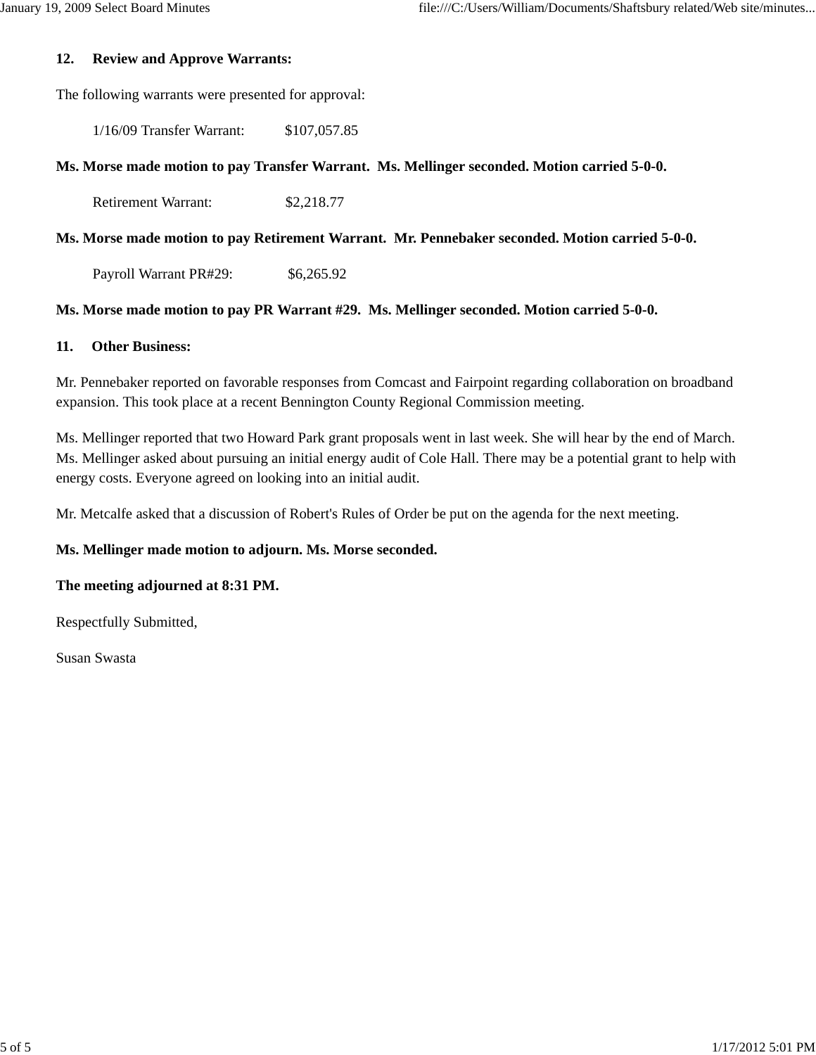**12. Review and Approve Warrants:**

The following warrants were presented for approval:

1/16/09 Transfer Warrant: $107,057.85

**Ms. Morse made motion to pay Transfer Warrant. Ms. Mellinger seconded. Motion carried 5-0-0.**

Retirement Warrant: $2,218.77

**Ms. Morse made motion to pay Retirement Warrant. Mr. Pennebaker seconded. Motion carried 5-0-0.**

Payroll Warrant PR#29: $6,265.92

**Ms. Morse made motion to pay PR Warrant #29. Ms. Mellinger seconded. Motion carried 5-0-0.**

**11. Other Business:**

Mr. Pennebaker reported on favorable responses from Comcast and Fairpoint regarding collaboration on broadband expansion. This took place at a recent Bennington County Regional Commission meeting.

Ms. Mellinger reported that two Howard Park grant proposals went in last week. She will hear by the end of March. Ms. Mellinger asked about pursuing an initial energy audit of Cole Hall. There may be a potential grant to help with energy costs. Everyone agreed on looking into an initial audit.

Mr. Metcalfe asked that a discussion of Robert's Rules of Order be put on the agenda for the next meeting.

**Ms. Mellinger made motion to adjourn. Ms. Morse seconded.**

**The meeting adjourned at 8:31 PM.**

Respectfully Submitted,

Susan Swasta